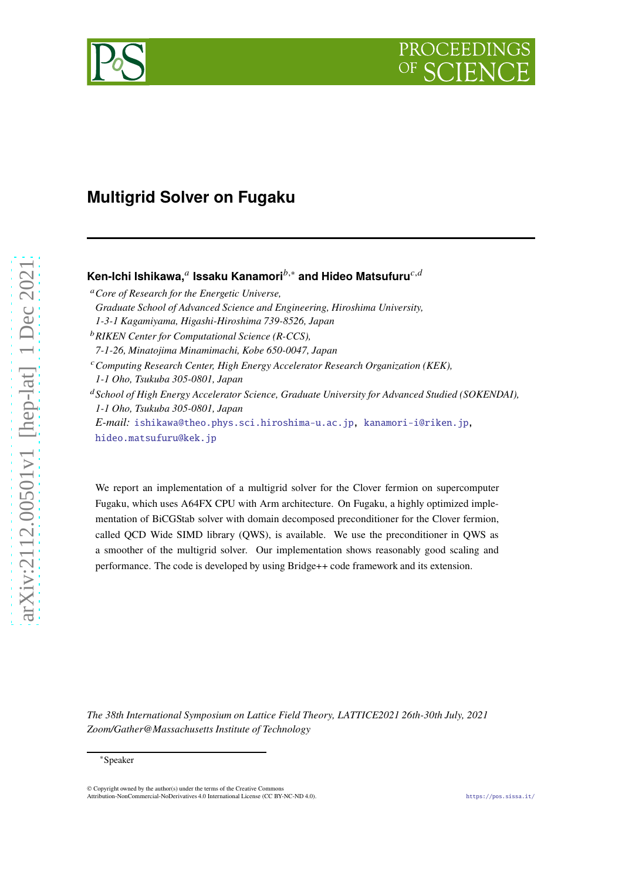# Multigrid Solver on Fugaku

**Ken-Ichi Ishikawa,**[a] **Issaku Kanamori**[b,*] **and Hideo Matsufuru**[c,d]

[a] *Core of Research for the Energetic Universe, Graduate School of Advanced Science and Engineering, Hiroshima University, 1-3-1 Kagamiyama, Higashi-Hiroshima 739-8526, Japan*

[b] *RIKEN Center for Computational Science (R-CCS), 7-1-26, Minatojima Minamimachi, Kobe 650-0047, Japan*

[c] *Computing Research Center, High Energy Accelerator Research Organization (KEK), 1-1 Oho, Tsukuba 305-0801, Japan*

[d] *School of High Energy Accelerator Science, Graduate University for Advanced Studied (SOKENDAI), 1-1 Oho, Tsukuba 305-0801, Japan*

*E-mail:* ishikawa@theo.phys.sci.hiroshima-u.ac.jp, kanamori-i@riken.jp, hideo.matsufuru@kek.jp

We report an implementation of a multigrid solver for the Clover fermion on supercomputer Fugaku, which uses A64FX CPU with Arm architecture. On Fugaku, a highly optimized implementation of BiCGStab solver with domain decomposed preconditioner for the Clover fermion, called QCD Wide SIMD library (QWS), is available. We use the preconditioner in QWS as a smoother of the multigrid solver. Our implementation shows reasonably good scaling and performance. The code is developed by using Bridge++ code framework and its extension.

*The 38th International Symposium on Lattice Field Theory, LATTICE2021 26th-30th July, 2021 Zoom/Gather@Massachusetts Institute of Technology*

*Speaker

© Copyright owned by the author(s) under the terms of the Creative Commons Attribution-NonCommercial-NoDerivatives 4.0 International License (CC BY-NC-ND 4.0).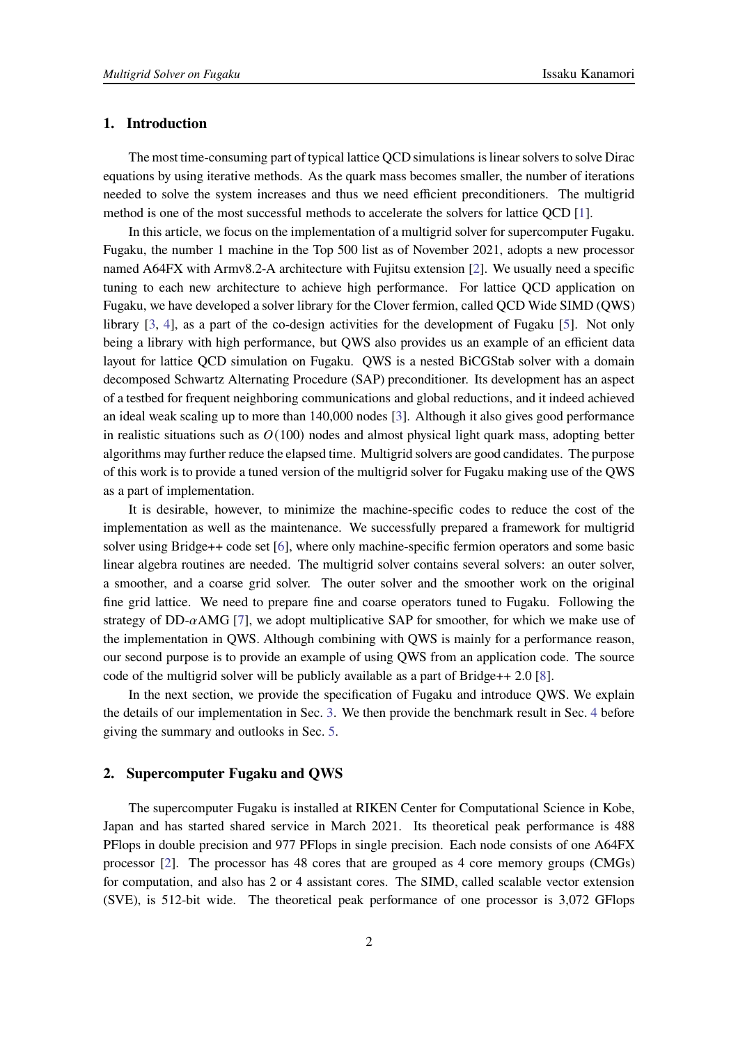## 1. Introduction

The most time-consuming part of typical lattice QCD simulations is linear solvers to solve Dirac equations by using iterative methods. As the quark mass becomes smaller, the number of iterations needed to solve the system increases and thus we need efficient preconditioners. The multigrid method is one of the most successful methods to accelerate the solvers for lattice QCD [1].

In this article, we focus on the implementation of a multigrid solver for supercomputer Fugaku. Fugaku, the number 1 machine in the Top 500 list as of November 2021, adopts a new processor named A64FX with Armv8.2-A architecture with Fujitsu extension [2]. We usually need a specific tuning to each new architecture to achieve high performance. For lattice QCD application on Fugaku, we have developed a solver library for the Clover fermion, called QCD Wide SIMD (QWS) library [3, 4], as a part of the co-design activities for the development of Fugaku [5]. Not only being a library with high performance, but QWS also provides us an example of an efficient data layout for lattice QCD simulation on Fugaku. QWS is a nested BiCGStab solver with a domain decomposed Schwartz Alternating Procedure (SAP) preconditioner. Its development has an aspect of a testbed for frequent neighboring communications and global reductions, and it indeed achieved an ideal weak scaling up to more than 140,000 nodes [3]. Although it also gives good performance in realistic situations such as $O(100)$ nodes and almost physical light quark mass, adopting better algorithms may further reduce the elapsed time. Multigrid solvers are good candidates. The purpose of this work is to provide a tuned version of the multigrid solver for Fugaku making use of the QWS as a part of implementation.

It is desirable, however, to minimize the machine-specific codes to reduce the cost of the implementation as well as the maintenance. We successfully prepared a framework for multigrid solver using Bridge++ code set [6], where only machine-specific fermion operators and some basic linear algebra routines are needed. The multigrid solver contains several solvers: an outer solver, a smoother, and a coarse grid solver. The outer solver and the smoother work on the original fine grid lattice. We need to prepare fine and coarse operators tuned to Fugaku. Following the strategy of DD-$\alpha$AMG [7], we adopt multiplicative SAP for smoother, for which we make use of the implementation in QWS. Although combining with QWS is mainly for a performance reason, our second purpose is to provide an example of using QWS from an application code. The source code of the multigrid solver will be publicly available as a part of Bridge++ 2.0 [8].

In the next section, we provide the specification of Fugaku and introduce QWS. We explain the details of our implementation in Sec. 3. We then provide the benchmark result in Sec. 4 before giving the summary and outlooks in Sec. 5.

## 2. Supercomputer Fugaku and QWS

The supercomputer Fugaku is installed at RIKEN Center for Computational Science in Kobe, Japan and has started shared service in March 2021. Its theoretical peak performance is 488 PFlops in double precision and 977 PFlops in single precision. Each node consists of one A64FX processor [2]. The processor has 48 cores that are grouped as 4 core memory groups (CMGs) for computation, and also has 2 or 4 assistant cores. The SIMD, called scalable vector extension (SVE), is 512-bit wide. The theoretical peak performance of one processor is 3,072 GFlops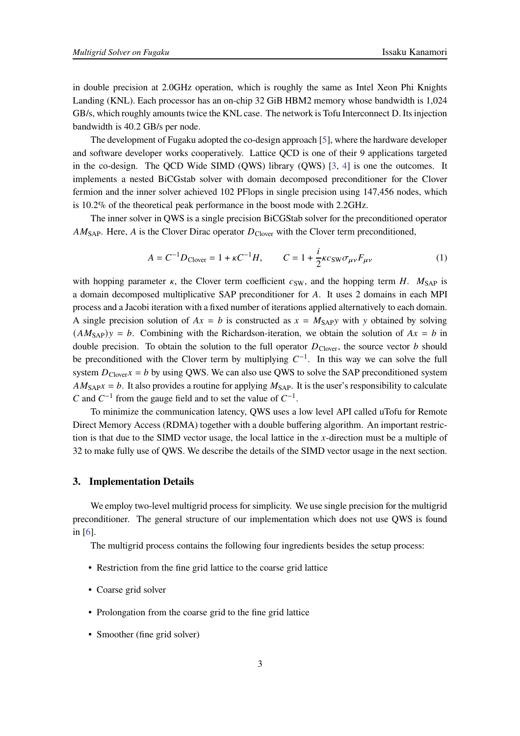in double precision at 2.0GHz operation, which is roughly the same as Intel Xeon Phi Knights Landing (KNL). Each processor has an on-chip 32 GiB HBM2 memory whose bandwidth is 1,024 GB/s, which roughly amounts twice the KNL case. The network is Tofu Interconnect D. Its injection bandwidth is 40.2 GB/s per node.

The development of Fugaku adopted the co-design approach [5], where the hardware developer and software developer works cooperatively. Lattice QCD is one of their 9 applications targeted in the co-design. The QCD Wide SIMD (QWS) library (QWS) [3, 4] is one the outcomes. It implements a nested BiCGstab solver with domain decomposed preconditioner for the Clover fermion and the inner solver achieved 102 PFlops in single precision using 147,456 nodes, which is 10.2% of the theoretical peak performance in the boost mode with 2.2GHz.

The inner solver in QWS is a single precision BiCGStab solver for the preconditioned operator $AM_{\text{SAP}}$. Here, $A$ is the Clover Dirac operator $D_{\text{Clover}}$ with the Clover term preconditioned,

$$A = C^{-1}D_{\text{Clover}} = 1 + \kappa C^{-1}H, \qquad C = 1 + \frac{i}{2}\kappa c_{\text{SW}}\sigma_{\mu\nu}F_{\mu\nu} \tag{1}$$

with hopping parameter $\kappa$, the Clover term coefficient $c_{\text{SW}}$, and the hopping term $H$. $M_{\text{SAP}}$ is a domain decomposed multiplicative SAP preconditioner for $A$. It uses 2 domains in each MPI process and a Jacobi iteration with a fixed number of iterations applied alternatively to each domain. A single precision solution of $Ax = b$ is constructed as $x = M_{\text{SAP}}y$ with $y$ obtained by solving $(AM_{\text{SAP}})y = b$. Combining with the Richardson-iteration, we obtain the solution of $Ax = b$ in double precision. To obtain the solution to the full operator $D_{\text{Clover}}$, the source vector $b$ should be preconditioned with the Clover term by multiplying $C^{-1}$. In this way we can solve the full system $D_{\text{Clover}}x = b$ by using QWS. We can also use QWS to solve the SAP preconditioned system $AM_{\text{SAP}}x = b$. It also provides a routine for applying $M_{\text{SAP}}$. It is the user's responsibility to calculate $C$ and $C^{-1}$ from the gauge field and to set the value of $C^{-1}$.

To minimize the communication latency, QWS uses a low level API called uTofu for Remote Direct Memory Access (RDMA) together with a double buffering algorithm. An important restriction is that due to the SIMD vector usage, the local lattice in the $x$-direction must be a multiple of 32 to make fully use of QWS. We describe the details of the SIMD vector usage in the next section.

## 3. Implementation Details

We employ two-level multigrid process for simplicity. We use single precision for the multigrid preconditioner. The general structure of our implementation which does not use QWS is found in [6].

The multigrid process contains the following four ingredients besides the setup process:

- Restriction from the fine grid lattice to the coarse grid lattice
- Coarse grid solver
- Prolongation from the coarse grid to the fine grid lattice
- Smoother (fine grid solver)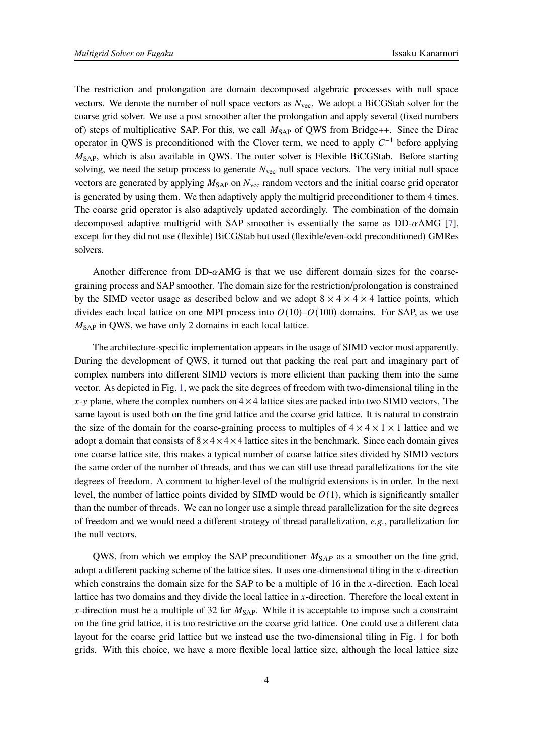The restriction and prolongation are domain decomposed algebraic processes with null space vectors. We denote the number of null space vectors as $N_{\text{vec}}$. We adopt a BiCGStab solver for the coarse grid solver. We use a post smoother after the prolongation and apply several (fixed numbers of) steps of multiplicative SAP. For this, we call $M_{\text{SAP}}$ of QWS from Bridge++. Since the Dirac operator in QWS is preconditioned with the Clover term, we need to apply $C^{-1}$ before applying $M_{\text{SAP}}$, which is also available in QWS. The outer solver is Flexible BiCGStab. Before starting solving, we need the setup process to generate $N_{\text{vec}}$ null space vectors. The very initial null space vectors are generated by applying $M_{\text{SAP}}$ on $N_{\text{vec}}$ random vectors and the initial coarse grid operator is generated by using them. We then adaptively apply the multigrid preconditioner to them 4 times. The coarse grid operator is also adaptively updated accordingly. The combination of the domain decomposed adaptive multigrid with SAP smoother is essentially the same as DD-$\alpha$AMG [7], except for they did not use (flexible) BiCGStab but used (flexible/even-odd preconditioned) GMRes solvers.

Another difference from DD-$\alpha$AMG is that we use different domain sizes for the coarse-graining process and SAP smoother. The domain size for the restriction/prolongation is constrained by the SIMD vector usage as described below and we adopt $8 \times 4 \times 4 \times 4$ lattice points, which divides each local lattice on one MPI process into $O(10)$–$O(100)$ domains. For SAP, as we use $M_{\text{SAP}}$ in QWS, we have only 2 domains in each local lattice.

The architecture-specific implementation appears in the usage of SIMD vector most apparently. During the development of QWS, it turned out that packing the real part and imaginary part of complex numbers into different SIMD vectors is more efficient than packing them into the same vector. As depicted in Fig. 1, we pack the site degrees of freedom with two-dimensional tiling in the $x$-$y$ plane, where the complex numbers on $4 \times 4$ lattice sites are packed into two SIMD vectors. The same layout is used both on the fine grid lattice and the coarse grid lattice. It is natural to constrain the size of the domain for the coarse-graining process to multiples of $4 \times 4 \times 1 \times 1$ lattice and we adopt a domain that consists of $8 \times 4 \times 4 \times 4$ lattice sites in the benchmark. Since each domain gives one coarse lattice site, this makes a typical number of coarse lattice sites divided by SIMD vectors the same order of the number of threads, and thus we can still use thread parallelizations for the site degrees of freedom. A comment to higher-level of the multigrid extensions is in order. In the next level, the number of lattice points divided by SIMD would be $O(1)$, which is significantly smaller than the number of threads. We can no longer use a simple thread parallelization for the site degrees of freedom and we would need a different strategy of thread parallelization, *e.g.*, parallelization for the null vectors.

QWS, from which we employ the SAP preconditioner $M_{SAP}$ as a smoother on the fine grid, adopt a different packing scheme of the lattice sites. It uses one-dimensional tiling in the $x$-direction which constrains the domain size for the SAP to be a multiple of 16 in the $x$-direction. Each local lattice has two domains and they divide the local lattice in $x$-direction. Therefore the local extent in $x$-direction must be a multiple of 32 for $M_{\text{SAP}}$. While it is acceptable to impose such a constraint on the fine grid lattice, it is too restrictive on the coarse grid lattice. One could use a different data layout for the coarse grid lattice but we instead use the two-dimensional tiling in Fig. 1 for both grids. With this choice, we have a more flexible local lattice size, although the local lattice size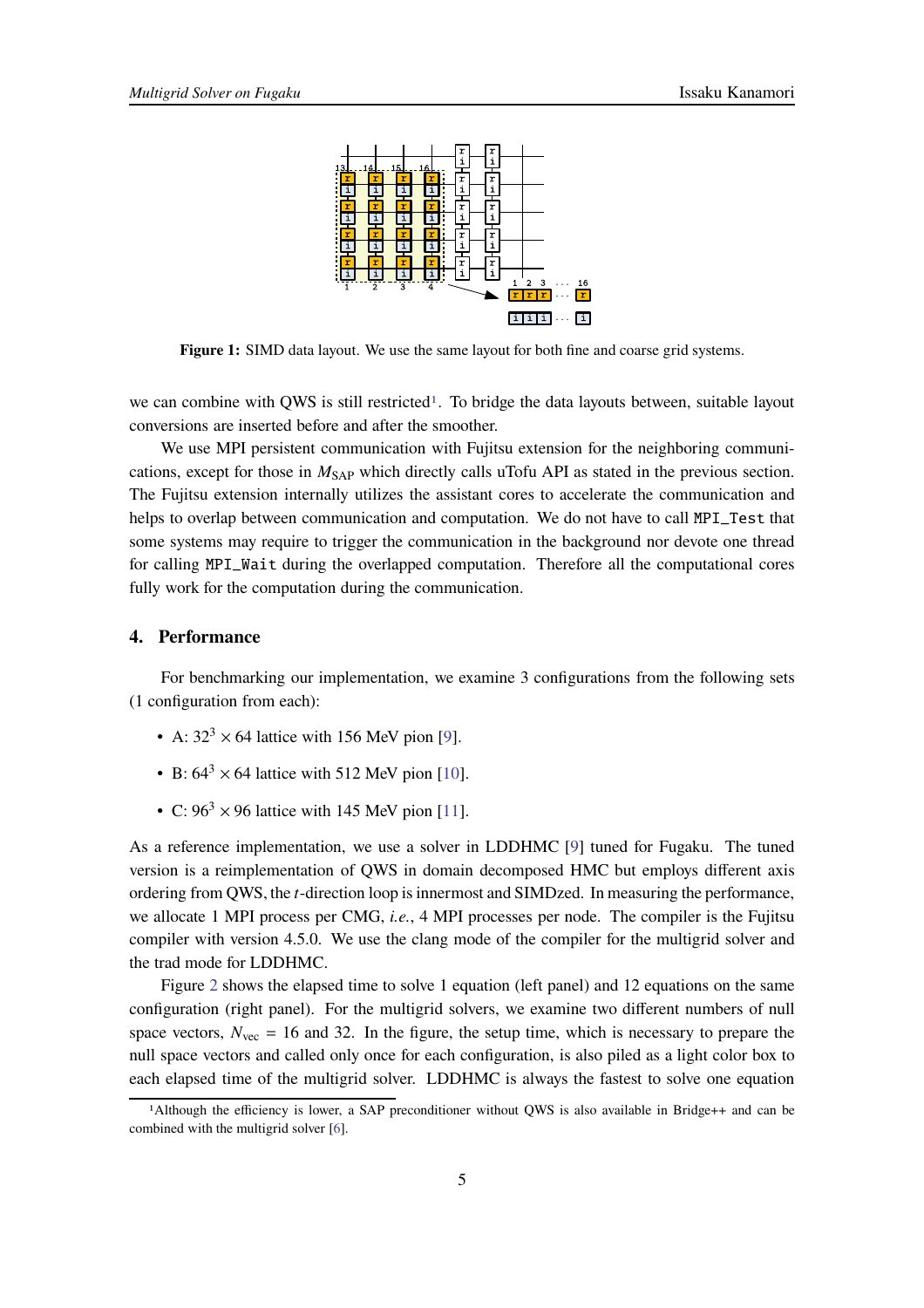13 14 15 16

1 2 3 4

1 2 3 ... 16

r r r ... r

i i i ... i

**Figure 1:** SIMD data layout. We use the same layout for both fine and coarse grid systems.

we can combine with QWS is still restricted[1]. To bridge the data layouts between, suitable layout conversions are inserted before and after the smoother.

We use MPI persistent communication with Fujitsu extension for the neighboring communications, except for those in $M_{\mathrm{SAP}}$ which directly calls uTofu API as stated in the previous section. The Fujitsu extension internally utilizes the assistant cores to accelerate the communication and helps to overlap between communication and computation. We do not have to call `MPI_Test` that some systems may require to trigger the communication in the background nor devote one thread for calling `MPI_Wait` during the overlapped computation. Therefore all the computational cores fully work for the computation during the communication.

## 4. Performance

For benchmarking our implementation, we examine 3 configurations from the following sets (1 configuration from each):

- A: $32^3 \times 64$ lattice with 156 MeV pion [9].
- B: $64^3 \times 64$ lattice with 512 MeV pion [10].
- C: $96^3 \times 96$ lattice with 145 MeV pion [11].

As a reference implementation, we use a solver in LDDHMC [9] tuned for Fugaku. The tuned version is a reimplementation of QWS in domain decomposed HMC but employs different axis ordering from QWS, the $t$-direction loop is innermost and SIMDzed. In measuring the performance, we allocate 1 MPI process per CMG, *i.e.*, 4 MPI processes per node. The compiler is the Fujitsu compiler with version 4.5.0. We use the clang mode of the compiler for the multigrid solver and the trad mode for LDDHMC.

Figure 2 shows the elapsed time to solve 1 equation (left panel) and 12 equations on the same configuration (right panel). For the multigrid solvers, we examine two different numbers of null space vectors, $N_{\mathrm{vec}} = 16$ and 32. In the figure, the setup time, which is necessary to prepare the null space vectors and called only once for each configuration, is also piled as a light color box to each elapsed time of the multigrid solver. LDDHMC is always the fastest to solve one equation

[1]Although the efficiency is lower, a SAP preconditioner without QWS is also available in Bridge++ and can be combined with the multigrid solver [6].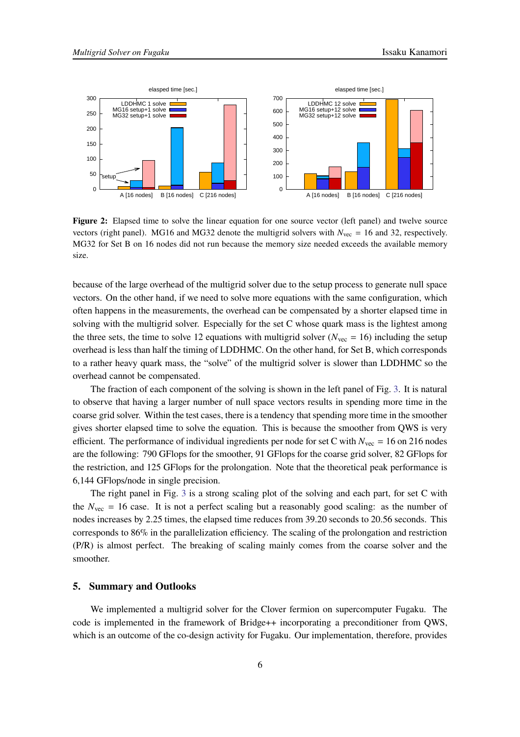elasped time [sec.]

300
250
200
150
100
50
0

LDDHMC 1 solve
MG16 setup+1 solve
MG32 setup+1 solve

setup

A [16 nodes]
B [16 nodes]
C [216 nodes]

elasped time [sec.]

700
600
500
400
300
200
100
0

LDDHMC 12 solve
MG16 setup+12 solve
MG32 setup+12 solve

A [16 nodes]
B [16 nodes]
C [216 nodes]

**Figure 2:** Elapsed time to solve the linear equation for one source vector (left panel) and twelve source vectors (right panel). MG16 and MG32 denote the multigrid solvers with $N_{\rm vec} = 16$ and 32, respectively. MG32 for Set B on 16 nodes did not run because the memory size needed exceeds the available memory size.

because of the large overhead of the multigrid solver due to the setup process to generate null space vectors. On the other hand, if we need to solve more equations with the same configuration, which often happens in the measurements, the overhead can be compensated by a shorter elapsed time in solving with the multigrid solver. Especially for the set C whose quark mass is the lightest among the three sets, the time to solve 12 equations with multigrid solver ($N_{\rm vec} = 16$) including the setup overhead is less than half the timing of LDDHMC. On the other hand, for Set B, which corresponds to a rather heavy quark mass, the "solve" of the multigrid solver is slower than LDDHMC so the overhead cannot be compensated.

The fraction of each component of the solving is shown in the left panel of Fig. 3. It is natural to observe that having a larger number of null space vectors results in spending more time in the coarse grid solver. Within the test cases, there is a tendency that spending more time in the smoother gives shorter elapsed time to solve the equation. This is because the smoother from QWS is very efficient. The performance of individual ingredients per node for set C with $N_{\rm vec} = 16$ on 216 nodes are the following: 790 GFlops for the smoother, 91 GFlops for the coarse grid solver, 82 GFlops for the restriction, and 125 GFlops for the prolongation. Note that the theoretical peak performance is 6,144 GFlops/node in single precision.

The right panel in Fig. 3 is a strong scaling plot of the solving and each part, for set C with the $N_{\rm vec} = 16$ case. It is not a perfect scaling but a reasonably good scaling: as the number of nodes increases by 2.25 times, the elapsed time reduces from 39.20 seconds to 20.56 seconds. This corresponds to 86% in the parallelization efficiency. The scaling of the prolongation and restriction (P/R) is almost perfect. The breaking of scaling mainly comes from the coarse solver and the smoother.

## 5. Summary and Outlooks

We implemented a multigrid solver for the Clover fermion on supercomputer Fugaku. The code is implemented in the framework of Bridge++ incorporating a preconditioner from QWS, which is an outcome of the co-design activity for Fugaku. Our implementation, therefore, provides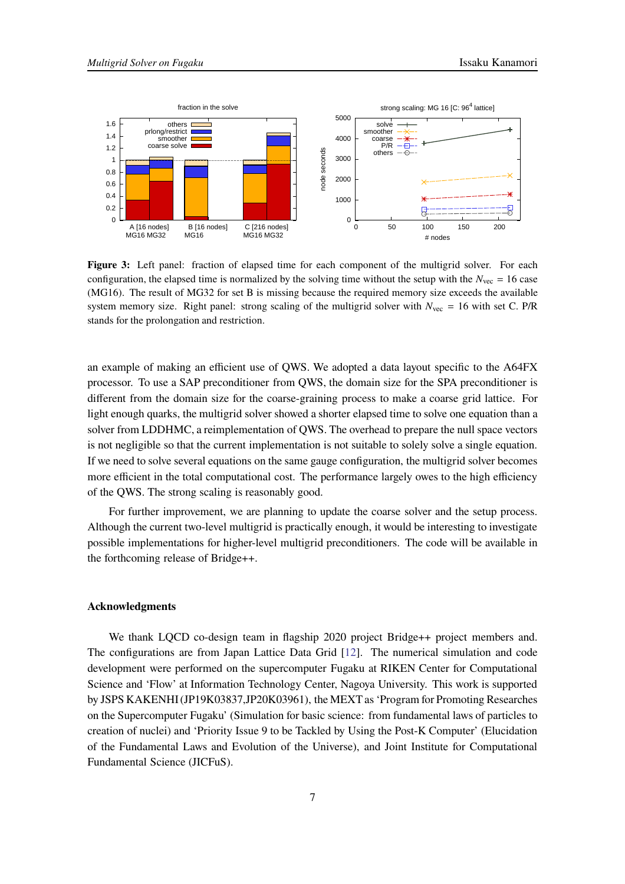fraction in the solve

1.6
1.4
1.2
1
0.8
0.6
0.4
0.2
0

others
prlong/restrict
smoother
coarse solve

A [16 nodes]
MG16 MG32
B [16 nodes]
MG16
C [216 nodes]
MG16 MG32

strong scaling: MG 16 [C: $96^4$ lattice]

node seconds

5000
4000
3000
2000
1000
0

solve
smoother
coarse
P/R
others

0
50
100
150
200
# nodes

**Figure 3:** Left panel: fraction of elapsed time for each component of the multigrid solver. For each configuration, the elapsed time is normalized by the solving time without the setup with the $N_{\mathrm{vec}} = 16$ case (MG16). The result of MG32 for set B is missing because the required memory size exceeds the available system memory size. Right panel: strong scaling of the multigrid solver with $N_{\mathrm{vec}} = 16$ with set C. P/R stands for the prolongation and restriction.

an example of making an efficient use of QWS. We adopted a data layout specific to the A64FX processor. To use a SAP preconditioner from QWS, the domain size for the SPA preconditioner is different from the domain size for the coarse-graining process to make a coarse grid lattice. For light enough quarks, the multigrid solver showed a shorter elapsed time to solve one equation than a solver from LDDHMC, a reimplementation of QWS. The overhead to prepare the null space vectors is not negligible so that the current implementation is not suitable to solely solve a single equation. If we need to solve several equations on the same gauge configuration, the multigrid solver becomes more efficient in the total computational cost. The performance largely owes to the high efficiency of the QWS. The strong scaling is reasonably good.

For further improvement, we are planning to update the coarse solver and the setup process. Although the current two-level multigrid is practically enough, it would be interesting to investigate possible implementations for higher-level multigrid preconditioners. The code will be available in the forthcoming release of Bridge++.

### Acknowledgments

We thank LQCD co-design team in flagship 2020 project Bridge++ project members and. The configurations are from Japan Lattice Data Grid [12]. The numerical simulation and code development were performed on the supercomputer Fugaku at RIKEN Center for Computational Science and 'Flow' at Information Technology Center, Nagoya University. This work is supported by JSPS KAKENHI (JP19K03837,JP20K03961), the MEXT as 'Program for Promoting Researches on the Supercomputer Fugaku' (Simulation for basic science: from fundamental laws of particles to creation of nuclei) and 'Priority Issue 9 to be Tackled by Using the Post-K Computer' (Elucidation of the Fundamental Laws and Evolution of the Universe), and Joint Institute for Computational Fundamental Science (JICFuS).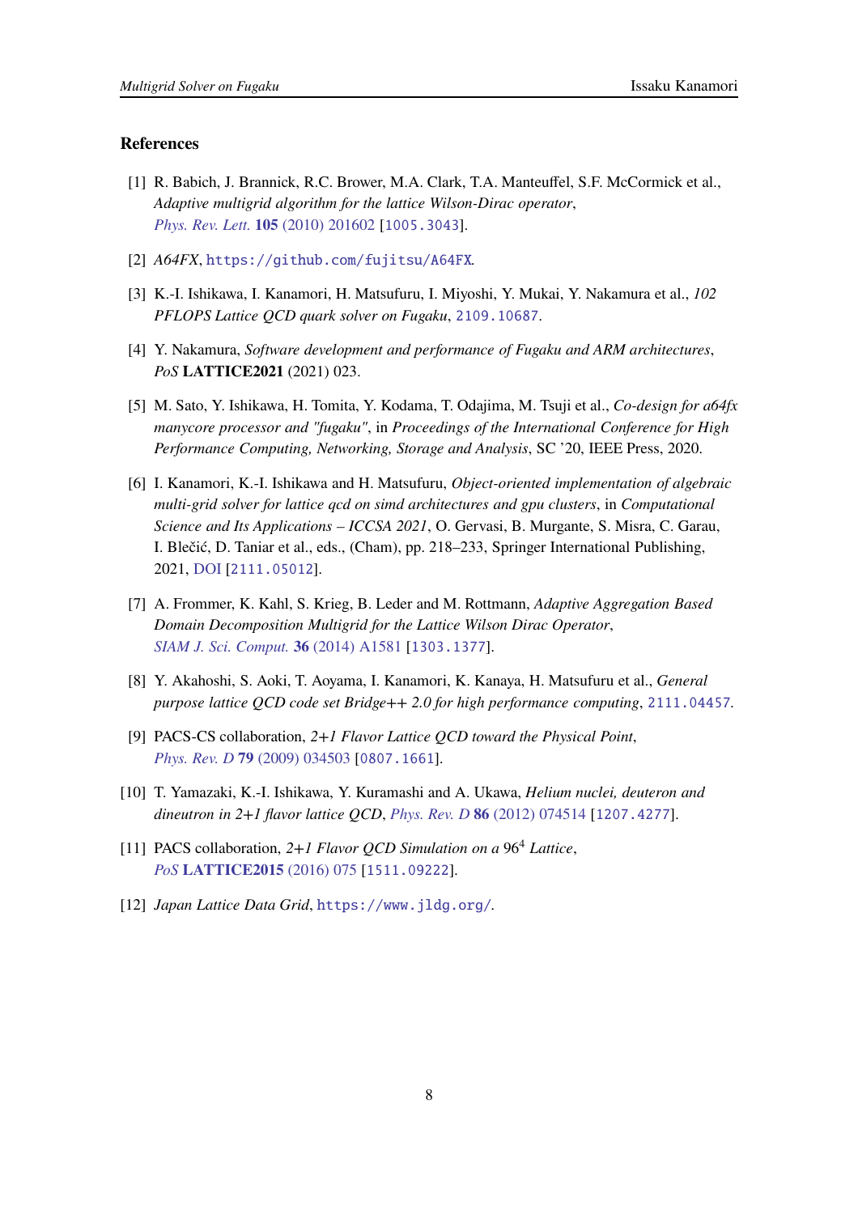## References

[1] R. Babich, J. Brannick, R.C. Brower, M.A. Clark, T.A. Manteuffel, S.F. McCormick et al., *Adaptive multigrid algorithm for the lattice Wilson-Dirac operator*, *Phys. Rev. Lett.* **105** (2010) 201602 [1005.3043].

[2] *A64FX*, https://github.com/fujitsu/A64FX.

[3] K.-I. Ishikawa, I. Kanamori, H. Matsufuru, I. Miyoshi, Y. Mukai, Y. Nakamura et al., *102 PFLOPS Lattice QCD quark solver on Fugaku*, 2109.10687.

[4] Y. Nakamura, *Software development and performance of Fugaku and ARM architectures*, *PoS* **LATTICE2021** (2021) 023.

[5] M. Sato, Y. Ishikawa, H. Tomita, Y. Kodama, T. Odajima, M. Tsuji et al., *Co-design for a64fx manycore processor and "fugaku"*, in *Proceedings of the International Conference for High Performance Computing, Networking, Storage and Analysis*, SC '20, IEEE Press, 2020.

[6] I. Kanamori, K.-I. Ishikawa and H. Matsufuru, *Object-oriented implementation of algebraic multi-grid solver for lattice qcd on simd architectures and gpu clusters*, in *Computational Science and Its Applications – ICCSA 2021*, O. Gervasi, B. Murgante, S. Misra, C. Garau, I. Blečić, D. Taniar et al., eds., (Cham), pp. 218–233, Springer International Publishing, 2021, DOI [2111.05012].

[7] A. Frommer, K. Kahl, S. Krieg, B. Leder and M. Rottmann, *Adaptive Aggregation Based Domain Decomposition Multigrid for the Lattice Wilson Dirac Operator*, *SIAM J. Sci. Comput.* **36** (2014) A1581 [1303.1377].

[8] Y. Akahoshi, S. Aoki, T. Aoyama, I. Kanamori, K. Kanaya, H. Matsufuru et al., *General purpose lattice QCD code set Bridge++ 2.0 for high performance computing*, 2111.04457.

[9] PACS-CS collaboration, *2+1 Flavor Lattice QCD toward the Physical Point*, *Phys. Rev. D* **79** (2009) 034503 [0807.1661].

[10] T. Yamazaki, K.-I. Ishikawa, Y. Kuramashi and A. Ukawa, *Helium nuclei, deuteron and dineutron in 2+1 flavor lattice QCD*, *Phys. Rev. D* **86** (2012) 074514 [1207.4277].

[11] PACS collaboration, *2+1 Flavor QCD Simulation on a* $96^4$ *Lattice*, *PoS* **LATTICE2015** (2016) 075 [1511.09222].

[12] *Japan Lattice Data Grid*, https://www.jldg.org/.